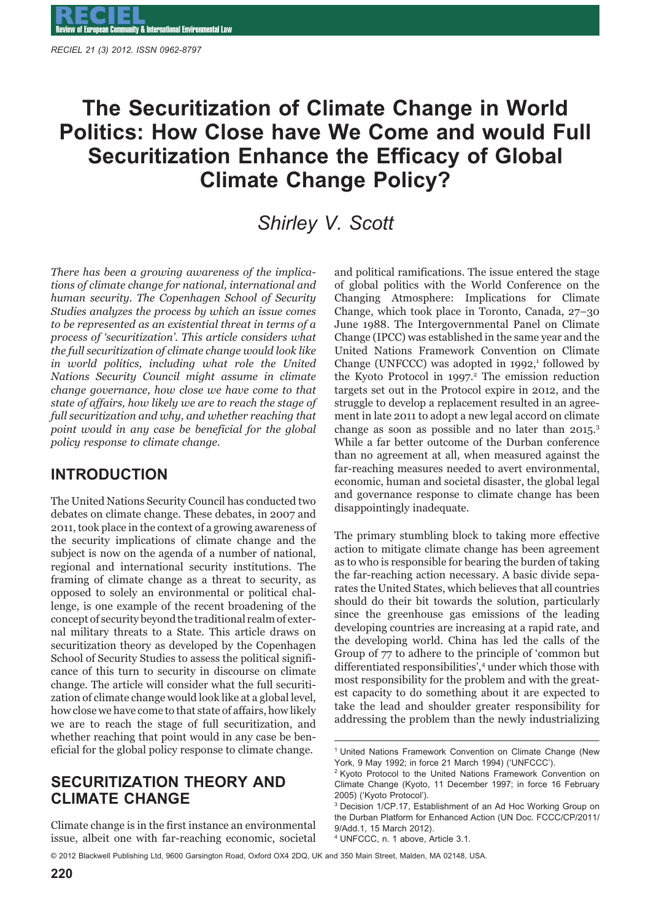# The Securitization of Climate Change in World Politics: How Close have We Come and would Full Securitization Enhance the Efficacy of Global Climate Change Policy?

Shirley V. Scott

*There has been a growing awareness of the implications of climate change for national, international and human security. The Copenhagen School of Security Studies analyzes the process by which an issue comes to be represented as an existential threat in terms of a process of 'securitization'. This article considers what the full securitization of climate change would look like in world politics, including what role the United Nations Security Council might assume in climate change governance, how close we have come to that state of affairs, how likely we are to reach the stage of full securitization and why, and whether reaching that point would in any case be beneficial for the global policy response to climate change.*

## INTRODUCTION

The United Nations Security Council has conducted two debates on climate change. These debates, in 2007 and 2011, took place in the context of a growing awareness of the security implications of climate change and the subject is now on the agenda of a number of national, regional and international security institutions. The framing of climate change as a threat to security, as opposed to solely an environmental or political challenge, is one example of the recent broadening of the concept of security beyond the traditional realm of external military threats to a State. This article draws on securitization theory as developed by the Copenhagen School of Security Studies to assess the political significance of this turn to security in discourse on climate change. The article will consider what the full securitization of climate change would look like at a global level, how close we have come to that state of affairs, how likely we are to reach the stage of full securitization, and whether reaching that point would in any case be beneficial for the global policy response to climate change.

## SECURITIZATION THEORY AND CLIMATE CHANGE

Climate change is in the first instance an environmental issue, albeit one with far-reaching economic, societal and political ramifications. The issue entered the stage of global politics with the World Conference on the Changing Atmosphere: Implications for Climate Change, which took place in Toronto, Canada, 27–30 June 1988. The Intergovernmental Panel on Climate Change (IPCC) was established in the same year and the United Nations Framework Convention on Climate Change (UNFCCC) was adopted in 1992,[1] followed by the Kyoto Protocol in 1997.[2] The emission reduction targets set out in the Protocol expire in 2012, and the struggle to develop a replacement resulted in an agreement in late 2011 to adopt a new legal accord on climate change as soon as possible and no later than 2015.[3] While a far better outcome of the Durban conference than no agreement at all, when measured against the far-reaching measures needed to avert environmental, economic, human and societal disaster, the global legal and governance response to climate change has been disappointingly inadequate.

The primary stumbling block to taking more effective action to mitigate climate change has been agreement as to who is responsible for bearing the burden of taking the far-reaching action necessary. A basic divide separates the United States, which believes that all countries should do their bit towards the solution, particularly since the greenhouse gas emissions of the leading developing countries are increasing at a rapid rate, and the developing world. China has led the calls of the Group of 77 to adhere to the principle of 'common but differentiated responsibilities',[4] under which those with most responsibility for the problem and with the greatest capacity to do something about it are expected to take the lead and shoulder greater responsibility for addressing the problem than the newly industrializing

[1] United Nations Framework Convention on Climate Change (New York, 9 May 1992; in force 21 March 1994) ('UNFCCC').

[2] Kyoto Protocol to the United Nations Framework Convention on Climate Change (Kyoto, 11 December 1997; in force 16 February 2005) ('Kyoto Protocol').

[3] Decision 1/CP.17, Establishment of an Ad Hoc Working Group on the Durban Platform for Enhanced Action (UN Doc. FCCC/CP/2011/9/Add.1, 15 March 2012).

[4] UNFCCC, n. 1 above, Article 3.1.

© 2012 Blackwell Publishing Ltd, 9600 Garsington Road, Oxford OX4 2DQ, UK and 350 Main Street, Malden, MA 02148, USA.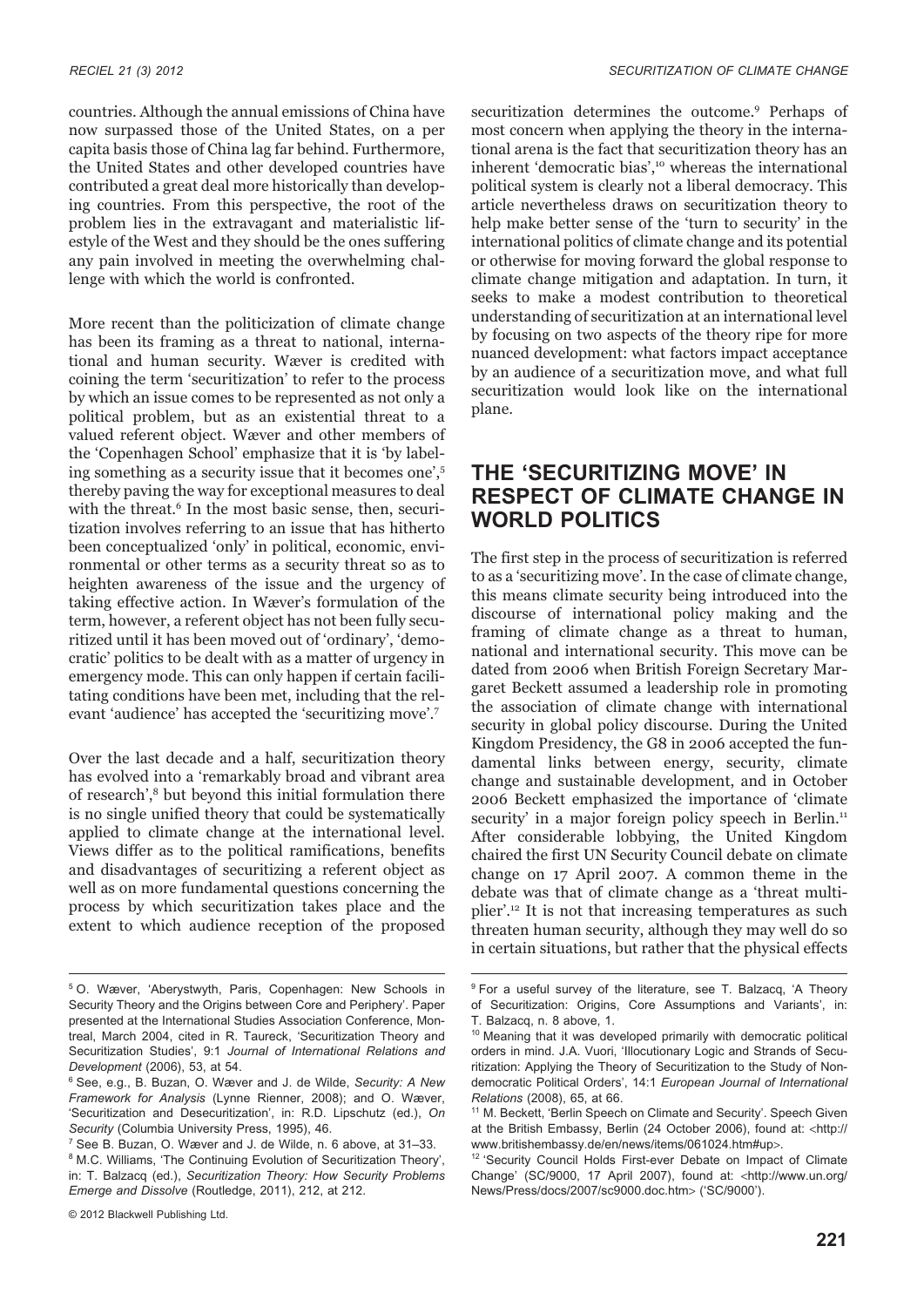countries. Although the annual emissions of China have now surpassed those of the United States, on a per capita basis those of China lag far behind. Furthermore, the United States and other developed countries have contributed a great deal more historically than developing countries. From this perspective, the root of the problem lies in the extravagant and materialistic lifestyle of the West and they should be the ones suffering any pain involved in meeting the overwhelming challenge with which the world is confronted.

More recent than the politicization of climate change has been its framing as a threat to national, international and human security. Wæver is credited with coining the term 'securitization' to refer to the process by which an issue comes to be represented as not only a political problem, but as an existential threat to a valued referent object. Wæver and other members of the 'Copenhagen School' emphasize that it is 'by labeling something as a security issue that it becomes one',[5] thereby paving the way for exceptional measures to deal with the threat.[6] In the most basic sense, then, securitization involves referring to an issue that has hitherto been conceptualized 'only' in political, economic, environmental or other terms as a security threat so as to heighten awareness of the issue and the urgency of taking effective action. In Wæver's formulation of the term, however, a referent object has not been fully securitized until it has been moved out of 'ordinary', 'democratic' politics to be dealt with as a matter of urgency in emergency mode. This can only happen if certain facilitating conditions have been met, including that the relevant 'audience' has accepted the 'securitizing move'.[7]

Over the last decade and a half, securitization theory has evolved into a 'remarkably broad and vibrant area of research',[8] but beyond this initial formulation there is no single unified theory that could be systematically applied to climate change at the international level. Views differ as to the political ramifications, benefits and disadvantages of securitizing a referent object as well as on more fundamental questions concerning the process by which securitization takes place and the extent to which audience reception of the proposed securitization determines the outcome.[9] Perhaps of most concern when applying the theory in the international arena is the fact that securitization theory has an inherent 'democratic bias',[10] whereas the international political system is clearly not a liberal democracy. This article nevertheless draws on securitization theory to help make better sense of the 'turn to security' in the international politics of climate change and its potential or otherwise for moving forward the global response to climate change mitigation and adaptation. In turn, it seeks to make a modest contribution to theoretical understanding of securitization at an international level by focusing on two aspects of the theory ripe for more nuanced development: what factors impact acceptance by an audience of a securitization move, and what full securitization would look like on the international plane.

## THE 'SECURITIZING MOVE' IN RESPECT OF CLIMATE CHANGE IN WORLD POLITICS

The first step in the process of securitization is referred to as a 'securitizing move'. In the case of climate change, this means climate security being introduced into the discourse of international policy making and the framing of climate change as a threat to human, national and international security. This move can be dated from 2006 when British Foreign Secretary Margaret Beckett assumed a leadership role in promoting the association of climate change with international security in global policy discourse. During the United Kingdom Presidency, the G8 in 2006 accepted the fundamental links between energy, security, climate change and sustainable development, and in October 2006 Beckett emphasized the importance of 'climate security' in a major foreign policy speech in Berlin.[11] After considerable lobbying, the United Kingdom chaired the first UN Security Council debate on climate change on 17 April 2007. A common theme in the debate was that of climate change as a 'threat multiplier'.[12] It is not that increasing temperatures as such threaten human security, although they may well do so in certain situations, but rather that the physical effects

---

[5] O. Wæver, 'Aberystwyth, Paris, Copenhagen: New Schools in Security Theory and the Origins between Core and Periphery'. Paper presented at the International Studies Association Conference, Montreal, March 2004, cited in R. Taureck, 'Securitization Theory and Securitization Studies', 9:1 *Journal of International Relations and Development* (2006), 53, at 54.

[6] See, e.g., B. Buzan, O. Wæver and J. de Wilde, *Security: A New Framework for Analysis* (Lynne Rienner, 2008); and O. Wæver, 'Securitization and Desecuritization', in: R.D. Lipschutz (ed.), *On Security* (Columbia University Press, 1995), 46.

[7] See B. Buzan, O. Wæver and J. de Wilde, n. 6 above, at 31–33.

[8] M.C. Williams, 'The Continuing Evolution of Securitization Theory', in: T. Balzacq (ed.), *Securitization Theory: How Security Problems Emerge and Dissolve* (Routledge, 2011), 212, at 212.

[9] For a useful survey of the literature, see T. Balzacq, 'A Theory of Securitization: Origins, Core Assumptions and Variants', in: T. Balzacq, n. 8 above, 1.

[10] Meaning that it was developed primarily with democratic political orders in mind. J.A. Vuori, 'Illocutionary Logic and Strands of Securitization: Applying the Theory of Securitization to the Study of Non-democratic Political Orders', 14:1 *European Journal of International Relations* (2008), 65, at 66.

[11] M. Beckett, 'Berlin Speech on Climate and Security'. Speech Given at the British Embassy, Berlin (24 October 2006), found at: <http://www.britishembassy.de/en/news/items/061024.htm#up>.

[12] 'Security Council Holds First-ever Debate on Impact of Climate Change' (SC/9000, 17 April 2007), found at: <http://www.un.org/News/Press/docs/2007/sc9000.doc.htm> ('SC/9000').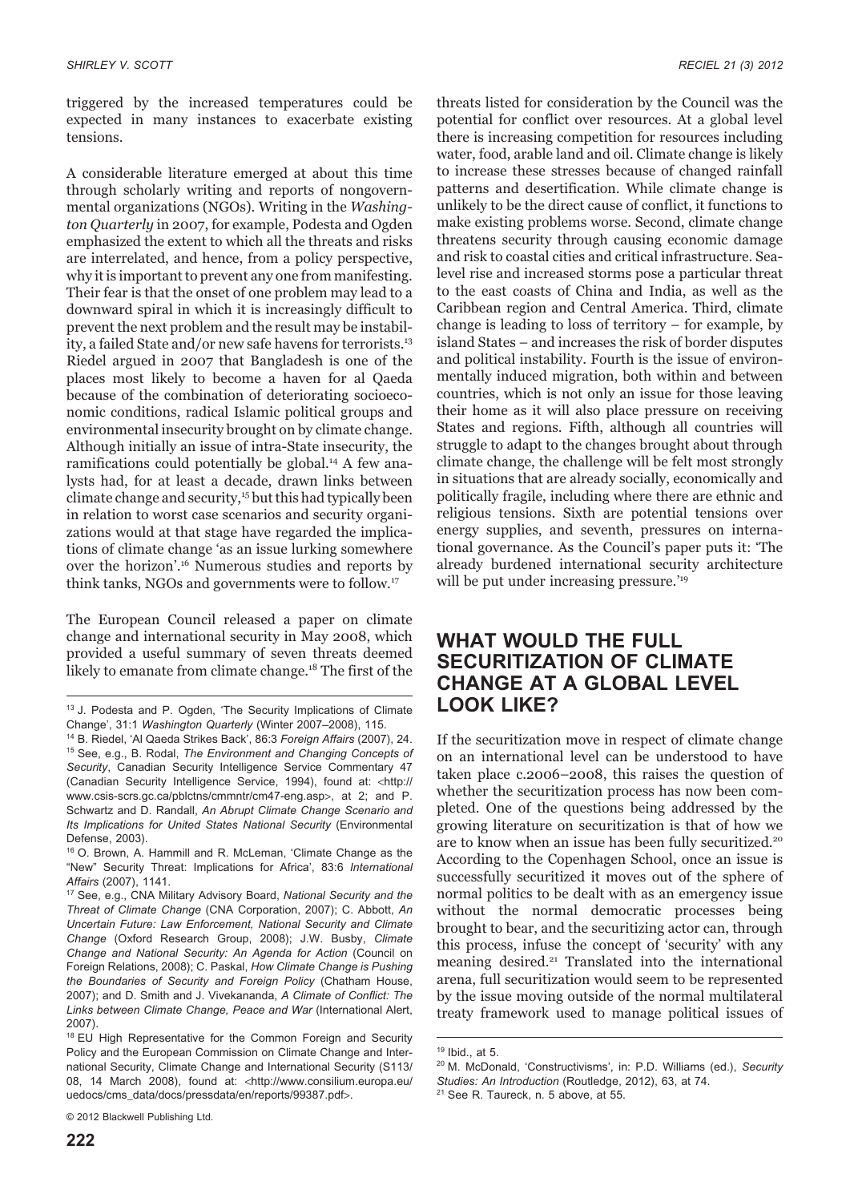triggered by the increased temperatures could be expected in many instances to exacerbate existing tensions.

A considerable literature emerged at about this time through scholarly writing and reports of nongovernmental organizations (NGOs). Writing in the *Washington Quarterly* in 2007, for example, Podesta and Ogden emphasized the extent to which all the threats and risks are interrelated, and hence, from a policy perspective, why it is important to prevent any one from manifesting. Their fear is that the onset of one problem may lead to a downward spiral in which it is increasingly difficult to prevent the next problem and the result may be instability, a failed State and/or new safe havens for terrorists.[13] Riedel argued in 2007 that Bangladesh is one of the places most likely to become a haven for al Qaeda because of the combination of deteriorating socioeconomic conditions, radical Islamic political groups and environmental insecurity brought on by climate change. Although initially an issue of intra-State insecurity, the ramifications could potentially be global.[14] A few analysts had, for at least a decade, drawn links between climate change and security,[15] but this had typically been in relation to worst case scenarios and security organizations would at that stage have regarded the implications of climate change 'as an issue lurking somewhere over the horizon'.[16] Numerous studies and reports by think tanks, NGOs and governments were to follow.[17]

The European Council released a paper on climate change and international security in May 2008, which provided a useful summary of seven threats deemed likely to emanate from climate change.[18] The first of the threats listed for consideration by the Council was the potential for conflict over resources. At a global level there is increasing competition for resources including water, food, arable land and oil. Climate change is likely to increase these stresses because of changed rainfall patterns and desertification. While climate change is unlikely to be the direct cause of conflict, it functions to make existing problems worse. Second, climate change threatens security through causing economic damage and risk to coastal cities and critical infrastructure. Sea-level rise and increased storms pose a particular threat to the east coasts of China and India, as well as the Caribbean region and Central America. Third, climate change is leading to loss of territory – for example, by island States – and increases the risk of border disputes and political instability. Fourth is the issue of environmentally induced migration, both within and between countries, which is not only an issue for those leaving their home as it will also place pressure on receiving States and regions. Fifth, although all countries will struggle to adapt to the changes brought about through climate change, the challenge will be felt most strongly in situations that are already socially, economically and politically fragile, including where there are ethnic and religious tensions. Sixth are potential tensions over energy supplies, and seventh, pressures on international governance. As the Council's paper puts it: 'The already burdened international security architecture will be put under increasing pressure.'[19]

## WHAT WOULD THE FULL SECURITIZATION OF CLIMATE CHANGE AT A GLOBAL LEVEL LOOK LIKE?

If the securitization move in respect of climate change on an international level can be understood to have taken place c.2006–2008, this raises the question of whether the securitization process has now been completed. One of the questions being addressed by the growing literature on securitization is that of how we are to know when an issue has been fully securitized.[20] According to the Copenhagen School, once an issue is successfully securitized it moves out of the sphere of normal politics to be dealt with as an emergency issue without the normal democratic processes being brought to bear, and the securitizing actor can, through this process, infuse the concept of 'security' with any meaning desired.[21] Translated into the international arena, full securitization would seem to be represented by the issue moving outside of the normal multilateral treaty framework used to manage political issues of

---

[13] J. Podesta and P. Ogden, 'The Security Implications of Climate Change', 31:1 *Washington Quarterly* (Winter 2007–2008), 115.

[14] B. Riedel, 'Al Qaeda Strikes Back', 86:3 *Foreign Affairs* (2007), 24.

[15] See, e.g., B. Rodal, *The Environment and Changing Concepts of Security*, Canadian Security Intelligence Service Commentary 47 (Canadian Security Intelligence Service, 1994), found at: <http://www.csis-scrs.gc.ca/pblctns/cmmntr/cm47-eng.asp>, at 2; and P. Schwartz and D. Randall, *An Abrupt Climate Change Scenario and Its Implications for United States National Security* (Environmental Defense, 2003).

[16] O. Brown, A. Hammill and R. McLeman, 'Climate Change as the "New" Security Threat: Implications for Africa', 83:6 *International Affairs* (2007), 1141.

[17] See, e.g., CNA Military Advisory Board, *National Security and the Threat of Climate Change* (CNA Corporation, 2007); C. Abbott, *An Uncertain Future: Law Enforcement, National Security and Climate Change* (Oxford Research Group, 2008); J.W. Busby, *Climate Change and National Security: An Agenda for Action* (Council on Foreign Relations, 2008); C. Paskal, *How Climate Change is Pushing the Boundaries of Security and Foreign Policy* (Chatham House, 2007); and D. Smith and J. Vivekananda, *A Climate of Conflict: The Links between Climate Change, Peace and War* (International Alert, 2007).

[18] EU High Representative for the Common Foreign and Security Policy and the European Commission on Climate Change and International Security, Climate Change and International Security (S113/08, 14 March 2008), found at: <http://www.consilium.europa.eu/uedocs/cms_data/docs/pressdata/en/reports/99387.pdf>.

[19] Ibid., at 5.

[20] M. McDonald, 'Constructivisms', in: P.D. Williams (ed.), *Security Studies: An Introduction* (Routledge, 2012), 63, at 74.

[21] See R. Taureck, n. 5 above, at 55.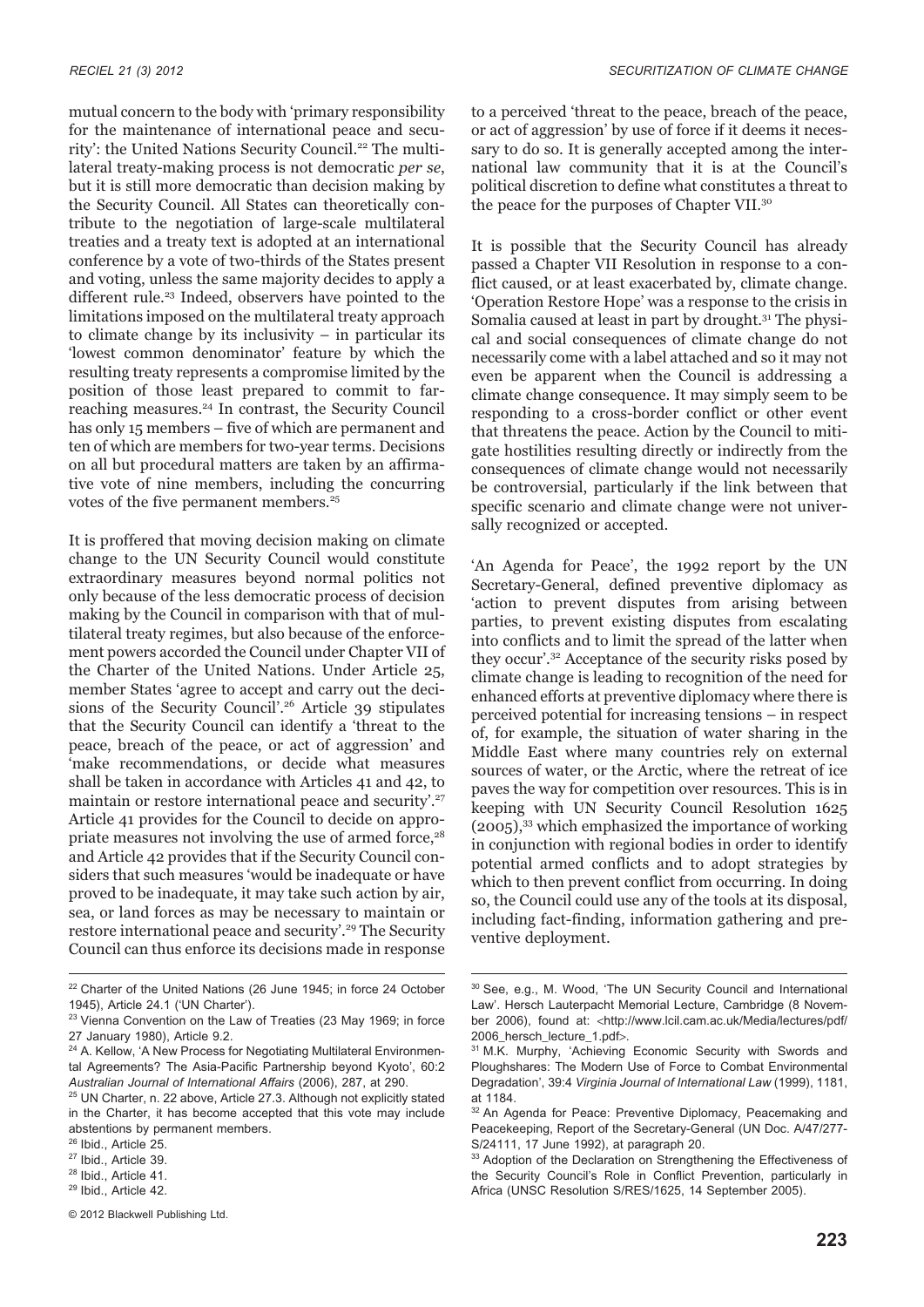mutual concern to the body with 'primary responsibility for the maintenance of international peace and security': the United Nations Security Council.[22] The multilateral treaty-making process is not democratic *per se*, but it is still more democratic than decision making by the Security Council. All States can theoretically contribute to the negotiation of large-scale multilateral treaties and a treaty text is adopted at an international conference by a vote of two-thirds of the States present and voting, unless the same majority decides to apply a different rule.[23] Indeed, observers have pointed to the limitations imposed on the multilateral treaty approach to climate change by its inclusivity – in particular its 'lowest common denominator' feature by which the resulting treaty represents a compromise limited by the position of those least prepared to commit to far-reaching measures.[24] In contrast, the Security Council has only 15 members – five of which are permanent and ten of which are members for two-year terms. Decisions on all but procedural matters are taken by an affirmative vote of nine members, including the concurring votes of the five permanent members.[25]

It is proffered that moving decision making on climate change to the UN Security Council would constitute extraordinary measures beyond normal politics not only because of the less democratic process of decision making by the Council in comparison with that of multilateral treaty regimes, but also because of the enforcement powers accorded the Council under Chapter VII of the Charter of the United Nations. Under Article 25, member States 'agree to accept and carry out the decisions of the Security Council'.[26] Article 39 stipulates that the Security Council can identify a 'threat to the peace, breach of the peace, or act of aggression' and 'make recommendations, or decide what measures shall be taken in accordance with Articles 41 and 42, to maintain or restore international peace and security'.[27] Article 41 provides for the Council to decide on appropriate measures not involving the use of armed force,[28] and Article 42 provides that if the Security Council considers that such measures 'would be inadequate or have proved to be inadequate, it may take such action by air, sea, or land forces as may be necessary to maintain or restore international peace and security'.[29] The Security Council can thus enforce its decisions made in response to a perceived 'threat to the peace, breach of the peace, or act of aggression' by use of force if it deems it necessary to do so. It is generally accepted among the international law community that it is at the Council's political discretion to define what constitutes a threat to the peace for the purposes of Chapter VII.[30]

It is possible that the Security Council has already passed a Chapter VII Resolution in response to a conflict caused, or at least exacerbated by, climate change. 'Operation Restore Hope' was a response to the crisis in Somalia caused at least in part by drought.[31] The physical and social consequences of climate change do not necessarily come with a label attached and so it may not even be apparent when the Council is addressing a climate change consequence. It may simply seem to be responding to a cross-border conflict or other event that threatens the peace. Action by the Council to mitigate hostilities resulting directly or indirectly from the consequences of climate change would not necessarily be controversial, particularly if the link between that specific scenario and climate change were not universally recognized or accepted.

'An Agenda for Peace', the 1992 report by the UN Secretary-General, defined preventive diplomacy as 'action to prevent disputes from arising between parties, to prevent existing disputes from escalating into conflicts and to limit the spread of the latter when they occur'.[32] Acceptance of the security risks posed by climate change is leading to recognition of the need for enhanced efforts at preventive diplomacy where there is perceived potential for increasing tensions – in respect of, for example, the situation of water sharing in the Middle East where many countries rely on external sources of water, or the Arctic, where the retreat of ice paves the way for competition over resources. This is in keeping with UN Security Council Resolution 1625 (2005),[33] which emphasized the importance of working in conjunction with regional bodies in order to identify potential armed conflicts and to adopt strategies by which to then prevent conflict from occurring. In doing so, the Council could use any of the tools at its disposal, including fact-finding, information gathering and preventive deployment.

---

[22] Charter of the United Nations (26 June 1945; in force 24 October 1945), Article 24.1 ('UN Charter').

[23] Vienna Convention on the Law of Treaties (23 May 1969; in force 27 January 1980), Article 9.2.

[24] A. Kellow, 'A New Process for Negotiating Multilateral Environmental Agreements? The Asia-Pacific Partnership beyond Kyoto', 60:2 *Australian Journal of International Affairs* (2006), 287, at 290.

[25] UN Charter, n. 22 above, Article 27.3. Although not explicitly stated in the Charter, it has become accepted that this vote may include abstentions by permanent members.

[26] Ibid., Article 25.

[27] Ibid., Article 39.

[28] Ibid., Article 41.

[29] Ibid., Article 42.

[30] See, e.g., M. Wood, 'The UN Security Council and International Law'. Hersch Lauterpacht Memorial Lecture, Cambridge (8 November 2006), found at: <http://www.lcil.cam.ac.uk/Media/lectures/pdf/2006_hersch_lecture_1.pdf>.

[31] M.K. Murphy, 'Achieving Economic Security with Swords and Ploughshares: The Modern Use of Force to Combat Environmental Degradation', 39:4 *Virginia Journal of International Law* (1999), 1181, at 1184.

[32] An Agenda for Peace: Preventive Diplomacy, Peacemaking and Peacekeeping, Report of the Secretary-General (UN Doc. A/47/277-S/24111, 17 June 1992), at paragraph 20.

[33] Adoption of the Declaration on Strengthening the Effectiveness of the Security Council's Role in Conflict Prevention, particularly in Africa (UNSC Resolution S/RES/1625, 14 September 2005).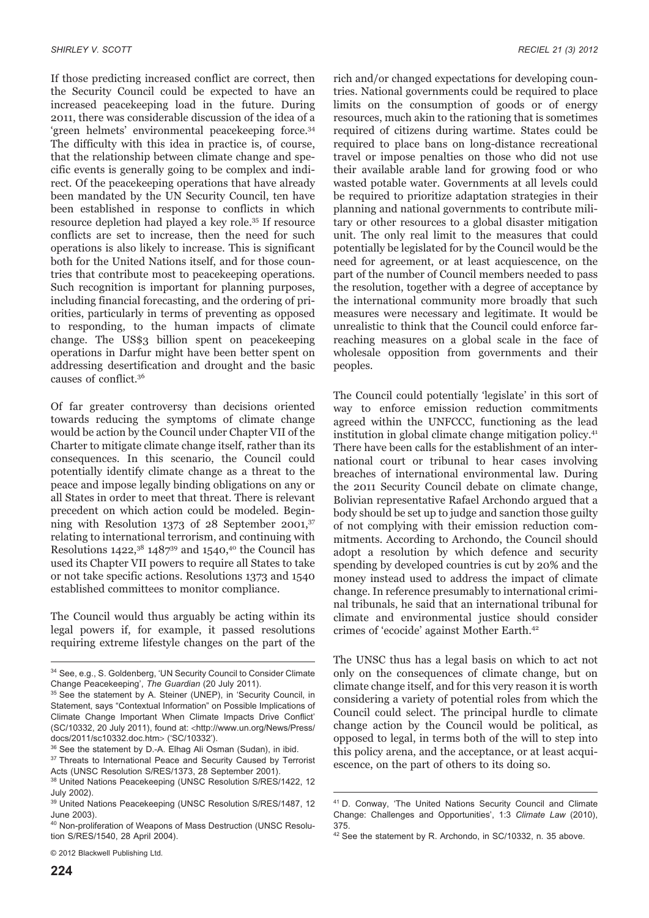If those predicting increased conflict are correct, then the Security Council could be expected to have an increased peacekeeping load in the future. During 2011, there was considerable discussion of the idea of a 'green helmets' environmental peacekeeping force.[34] The difficulty with this idea in practice is, of course, that the relationship between climate change and specific events is generally going to be complex and indirect. Of the peacekeeping operations that have already been mandated by the UN Security Council, ten have been established in response to conflicts in which resource depletion had played a key role.[35] If resource conflicts are set to increase, then the need for such operations is also likely to increase. This is significant both for the United Nations itself, and for those countries that contribute most to peacekeeping operations. Such recognition is important for planning purposes, including financial forecasting, and the ordering of priorities, particularly in terms of preventing as opposed to responding, to the human impacts of climate change. The US$3 billion spent on peacekeeping operations in Darfur might have been better spent on addressing desertification and drought and the basic causes of conflict.[36]

Of far greater controversy than decisions oriented towards reducing the symptoms of climate change would be action by the Council under Chapter VII of the Charter to mitigate climate change itself, rather than its consequences. In this scenario, the Council could potentially identify climate change as a threat to the peace and impose legally binding obligations on any or all States in order to meet that threat. There is relevant precedent on which action could be modeled. Beginning with Resolution 1373 of 28 September 2001,[37] relating to international terrorism, and continuing with Resolutions 1422,[38] 1487[39] and 1540,[40] the Council has used its Chapter VII powers to require all States to take or not take specific actions. Resolutions 1373 and 1540 established committees to monitor compliance.

The Council would thus arguably be acting within its legal powers if, for example, it passed resolutions requiring extreme lifestyle changes on the part of the rich and/or changed expectations for developing countries. National governments could be required to place limits on the consumption of goods or of energy resources, much akin to the rationing that is sometimes required of citizens during wartime. States could be required to place bans on long-distance recreational travel or impose penalties on those who did not use their available arable land for growing food or who wasted potable water. Governments at all levels could be required to prioritize adaptation strategies in their planning and national governments to contribute military or other resources to a global disaster mitigation unit. The only real limit to the measures that could potentially be legislated for by the Council would be the need for agreement, or at least acquiescence, on the part of the number of Council members needed to pass the resolution, together with a degree of acceptance by the international community more broadly that such measures were necessary and legitimate. It would be unrealistic to think that the Council could enforce far-reaching measures on a global scale in the face of wholesale opposition from governments and their peoples.

The Council could potentially 'legislate' in this sort of way to enforce emission reduction commitments agreed within the UNFCCC, functioning as the lead institution in global climate change mitigation policy.[41] There have been calls for the establishment of an international court or tribunal to hear cases involving breaches of international environmental law. During the 2011 Security Council debate on climate change, Bolivian representative Rafael Archondo argued that a body should be set up to judge and sanction those guilty of not complying with their emission reduction commitments. According to Archondo, the Council should adopt a resolution by which defence and security spending by developed countries is cut by 20% and the money instead used to address the impact of climate change. In reference presumably to international criminal tribunals, he said that an international tribunal for climate and environmental justice should consider crimes of 'ecocide' against Mother Earth.[42]

The UNSC thus has a legal basis on which to act not only on the consequences of climate change, but on climate change itself, and for this very reason it is worth considering a variety of potential roles from which the Council could select. The principal hurdle to climate change action by the Council would be political, as opposed to legal, in terms both of the will to step into this policy arena, and the acceptance, or at least acquiescence, on the part of others to its doing so.

---

[34] See, e.g., S. Goldenberg, 'UN Security Council to Consider Climate Change Peacekeeping', *The Guardian* (20 July 2011).

[35] See the statement by A. Steiner (UNEP), in 'Security Council, in Statement, says "Contextual Information" on Possible Implications of Climate Change Important When Climate Impacts Drive Conflict' (SC/10332, 20 July 2011), found at: <http://www.un.org/News/Press/docs/2011/sc10332.doc.htm> ('SC/10332').

[36] See the statement by D.-A. Elhag Ali Osman (Sudan), in ibid.

[37] Threats to International Peace and Security Caused by Terrorist Acts (UNSC Resolution S/RES/1373, 28 September 2001).

[38] United Nations Peacekeeping (UNSC Resolution S/RES/1422, 12 July 2002).

[39] United Nations Peacekeeping (UNSC Resolution S/RES/1487, 12 June 2003).

[40] Non-proliferation of Weapons of Mass Destruction (UNSC Resolution S/RES/1540, 28 April 2004).

[41] D. Conway, 'The United Nations Security Council and Climate Change: Challenges and Opportunities', 1:3 *Climate Law* (2010), 375.

[42] See the statement by R. Archondo, in SC/10332, n. 35 above.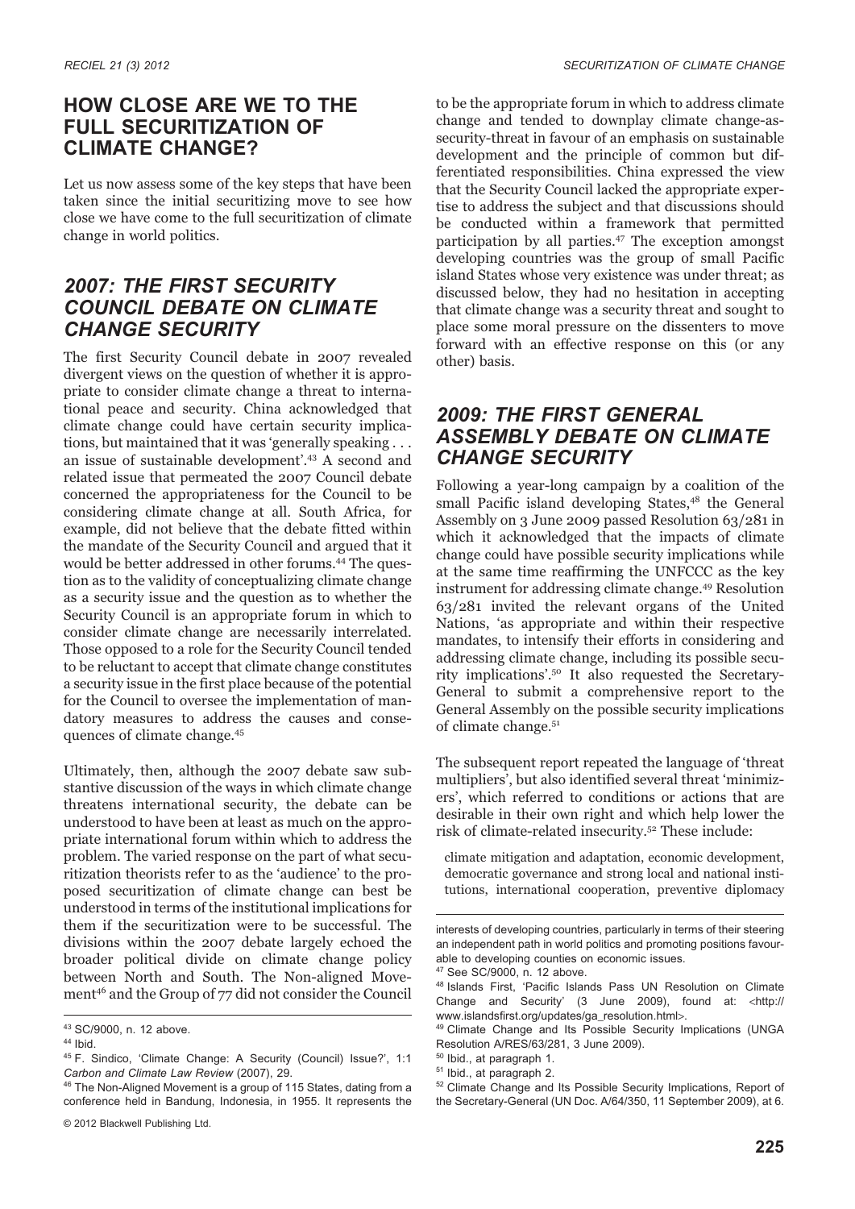## HOW CLOSE ARE WE TO THE FULL SECURITIZATION OF CLIMATE CHANGE?

Let us now assess some of the key steps that have been taken since the initial securitizing move to see how close we have come to the full securitization of climate change in world politics.

### 2007: THE FIRST SECURITY COUNCIL DEBATE ON CLIMATE CHANGE SECURITY

The first Security Council debate in 2007 revealed divergent views on the question of whether it is appropriate to consider climate change a threat to international peace and security. China acknowledged that climate change could have certain security implications, but maintained that it was 'generally speaking . . . an issue of sustainable development'.[43] A second and related issue that permeated the 2007 Council debate concerned the appropriateness for the Council to be considering climate change at all. South Africa, for example, did not believe that the debate fitted within the mandate of the Security Council and argued that it would be better addressed in other forums.[44] The question as to the validity of conceptualizing climate change as a security issue and the question as to whether the Security Council is an appropriate forum in which to consider climate change are necessarily interrelated. Those opposed to a role for the Security Council tended to be reluctant to accept that climate change constitutes a security issue in the first place because of the potential for the Council to oversee the implementation of mandatory measures to address the causes and consequences of climate change.[45]

Ultimately, then, although the 2007 debate saw substantive discussion of the ways in which climate change threatens international security, the debate can be understood to have been at least as much on the appropriate international forum within which to address the problem. The varied response on the part of what securitization theorists refer to as the 'audience' to the proposed securitization of climate change can best be understood in terms of the institutional implications for them if the securitization were to be successful. The divisions within the 2007 debate largely echoed the broader political divide on climate change policy between North and South. The Non-aligned Movement[46] and the Group of 77 did not consider the Council to be the appropriate forum in which to address climate change and tended to downplay climate change-as-security-threat in favour of an emphasis on sustainable development and the principle of common but differentiated responsibilities. China expressed the view that the Security Council lacked the appropriate expertise to address the subject and that discussions should be conducted within a framework that permitted participation by all parties.[47] The exception amongst developing countries was the group of small Pacific island States whose very existence was under threat; as discussed below, they had no hesitation in accepting that climate change was a security threat and sought to place some moral pressure on the dissenters to move forward with an effective response on this (or any other) basis.

### 2009: THE FIRST GENERAL ASSEMBLY DEBATE ON CLIMATE CHANGE SECURITY

Following a year-long campaign by a coalition of the small Pacific island developing States,[48] the General Assembly on 3 June 2009 passed Resolution 63/281 in which it acknowledged that the impacts of climate change could have possible security implications while at the same time reaffirming the UNFCCC as the key instrument for addressing climate change.[49] Resolution 63/281 invited the relevant organs of the United Nations, 'as appropriate and within their respective mandates, to intensify their efforts in considering and addressing climate change, including its possible security implications'.[50] It also requested the Secretary-General to submit a comprehensive report to the General Assembly on the possible security implications of climate change.[51]

The subsequent report repeated the language of 'threat multipliers', but also identified several threat 'minimizers', which referred to conditions or actions that are desirable in their own right and which help lower the risk of climate-related insecurity.[52] These include:

> climate mitigation and adaptation, economic development, democratic governance and strong local and national institutions, international cooperation, preventive diplomacy

---

[43] SC/9000, n. 12 above.

[44] Ibid.

[45] F. Sindico, 'Climate Change: A Security (Council) Issue?', 1:1 *Carbon and Climate Law Review* (2007), 29.

[46] The Non-Aligned Movement is a group of 115 States, dating from a conference held in Bandung, Indonesia, in 1955. It represents the interests of developing countries, particularly in terms of their steering an independent path in world politics and promoting positions favourable to developing counties on economic issues.

[47] See SC/9000, n. 12 above.

[48] Islands First, 'Pacific Islands Pass UN Resolution on Climate Change and Security' (3 June 2009), found at: <http://www.islandsfirst.org/updates/ga_resolution.html>.

[49] Climate Change and Its Possible Security Implications (UNGA Resolution A/RES/63/281, 3 June 2009).

[50] Ibid., at paragraph 1.

[51] Ibid., at paragraph 2.

[52] Climate Change and Its Possible Security Implications, Report of the Secretary-General (UN Doc. A/64/350, 11 September 2009), at 6.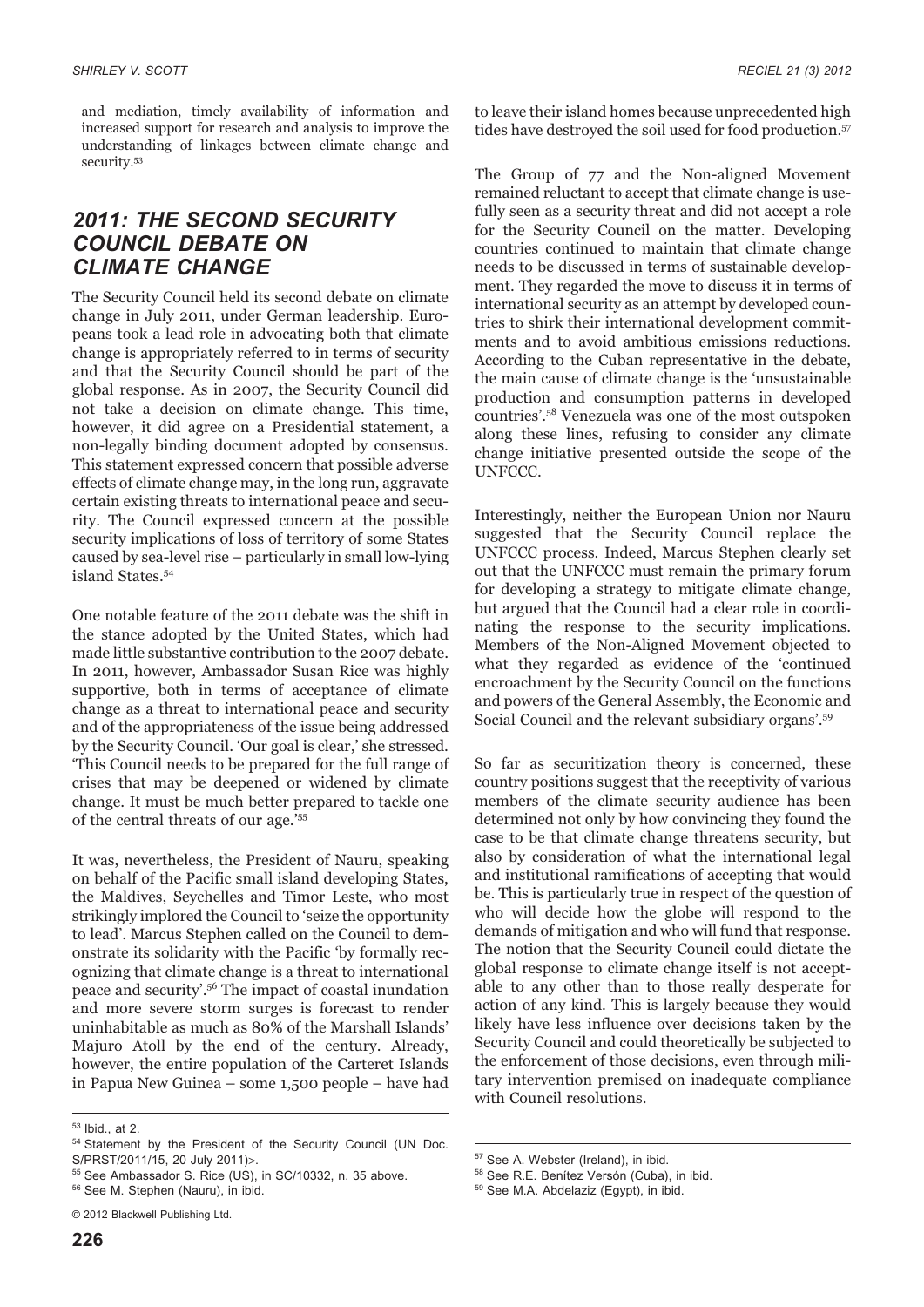and mediation, timely availability of information and increased support for research and analysis to improve the understanding of linkages between climate change and security.[53]

## 2011: THE SECOND SECURITY COUNCIL DEBATE ON CLIMATE CHANGE

The Security Council held its second debate on climate change in July 2011, under German leadership. Europeans took a lead role in advocating both that climate change is appropriately referred to in terms of security and that the Security Council should be part of the global response. As in 2007, the Security Council did not take a decision on climate change. This time, however, it did agree on a Presidential statement, a non-legally binding document adopted by consensus. This statement expressed concern that possible adverse effects of climate change may, in the long run, aggravate certain existing threats to international peace and security. The Council expressed concern at the possible security implications of loss of territory of some States caused by sea-level rise – particularly in small low-lying island States.[54]

One notable feature of the 2011 debate was the shift in the stance adopted by the United States, which had made little substantive contribution to the 2007 debate. In 2011, however, Ambassador Susan Rice was highly supportive, both in terms of acceptance of climate change as a threat to international peace and security and of the appropriateness of the issue being addressed by the Security Council. 'Our goal is clear,' she stressed. 'This Council needs to be prepared for the full range of crises that may be deepened or widened by climate change. It must be much better prepared to tackle one of the central threats of our age.'[55]

It was, nevertheless, the President of Nauru, speaking on behalf of the Pacific small island developing States, the Maldives, Seychelles and Timor Leste, who most strikingly implored the Council to 'seize the opportunity to lead'. Marcus Stephen called on the Council to demonstrate its solidarity with the Pacific 'by formally recognizing that climate change is a threat to international peace and security'.[56] The impact of coastal inundation and more severe storm surges is forecast to render uninhabitable as much as 80% of the Marshall Islands' Majuro Atoll by the end of the century. Already, however, the entire population of the Carteret Islands in Papua New Guinea – some 1,500 people – have had to leave their island homes because unprecedented high tides have destroyed the soil used for food production.[57]

The Group of 77 and the Non-aligned Movement remained reluctant to accept that climate change is usefully seen as a security threat and did not accept a role for the Security Council on the matter. Developing countries continued to maintain that climate change needs to be discussed in terms of sustainable development. They regarded the move to discuss it in terms of international security as an attempt by developed countries to shirk their international development commitments and to avoid ambitious emissions reductions. According to the Cuban representative in the debate, the main cause of climate change is the 'unsustainable production and consumption patterns in developed countries'.[58] Venezuela was one of the most outspoken along these lines, refusing to consider any climate change initiative presented outside the scope of the UNFCCC.

Interestingly, neither the European Union nor Nauru suggested that the Security Council replace the UNFCCC process. Indeed, Marcus Stephen clearly set out that the UNFCCC must remain the primary forum for developing a strategy to mitigate climate change, but argued that the Council had a clear role in coordinating the response to the security implications. Members of the Non-Aligned Movement objected to what they regarded as evidence of the 'continued encroachment by the Security Council on the functions and powers of the General Assembly, the Economic and Social Council and the relevant subsidiary organs'.[59]

So far as securitization theory is concerned, these country positions suggest that the receptivity of various members of the climate security audience has been determined not only by how convincing they found the case to be that climate change threatens security, but also by consideration of what the international legal and institutional ramifications of accepting that would be. This is particularly true in respect of the question of who will decide how the globe will respond to the demands of mitigation and who will fund that response. The notion that the Security Council could dictate the global response to climate change itself is not acceptable to any other than to those really desperate for action of any kind. This is largely because they would likely have less influence over decisions taken by the Security Council and could theoretically be subjected to the enforcement of those decisions, even through military intervention premised on inadequate compliance with Council resolutions.

---

[53] Ibid., at 2.

[54] Statement by the President of the Security Council (UN Doc. S/PRST/2011/15, 20 July 2011)>.

[55] See Ambassador S. Rice (US), in SC/10332, n. 35 above.

[56] See M. Stephen (Nauru), in ibid.

[57] See A. Webster (Ireland), in ibid.

[58] See R.E. Benítez Versón (Cuba), in ibid.

[59] See M.A. Abdelaziz (Egypt), in ibid.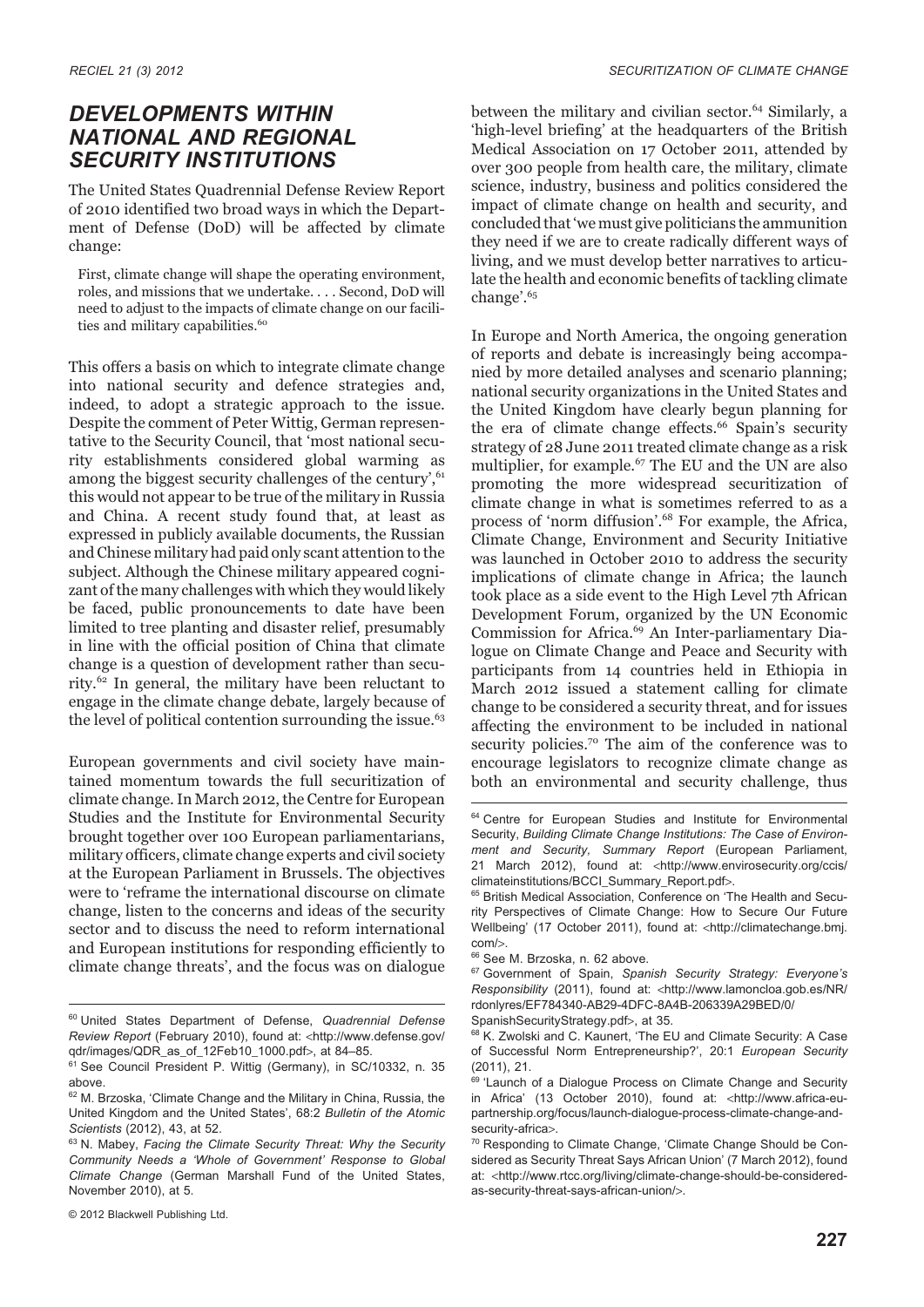## DEVELOPMENTS WITHIN NATIONAL AND REGIONAL SECURITY INSTITUTIONS

The United States Quadrennial Defense Review Report of 2010 identified two broad ways in which the Department of Defense (DoD) will be affected by climate change:

> First, climate change will shape the operating environment, roles, and missions that we undertake. . . . Second, DoD will need to adjust to the impacts of climate change on our facilities and military capabilities.[60]

This offers a basis on which to integrate climate change into national security and defence strategies and, indeed, to adopt a strategic approach to the issue. Despite the comment of Peter Wittig, German representative to the Security Council, that 'most national security establishments considered global warming as among the biggest security challenges of the century',[61] this would not appear to be true of the military in Russia and China. A recent study found that, at least as expressed in publicly available documents, the Russian and Chinese military had paid only scant attention to the subject. Although the Chinese military appeared cognizant of the many challenges with which they would likely be faced, public pronouncements to date have been limited to tree planting and disaster relief, presumably in line with the official position of China that climate change is a question of development rather than security.[62] In general, the military have been reluctant to engage in the climate change debate, largely because of the level of political contention surrounding the issue.[63]

European governments and civil society have maintained momentum towards the full securitization of climate change. In March 2012, the Centre for European Studies and the Institute for Environmental Security brought together over 100 European parliamentarians, military officers, climate change experts and civil society at the European Parliament in Brussels. The objectives were to 'reframe the international discourse on climate change, listen to the concerns and ideas of the security sector and to discuss the need to reform international and European institutions for responding efficiently to climate change threats', and the focus was on dialogue between the military and civilian sector.[64] Similarly, a 'high-level briefing' at the headquarters of the British Medical Association on 17 October 2011, attended by over 300 people from health care, the military, climate science, industry, business and politics considered the impact of climate change on health and security, and concluded that 'we must give politicians the ammunition they need if we are to create radically different ways of living, and we must develop better narratives to articulate the health and economic benefits of tackling climate change'.[65]

In Europe and North America, the ongoing generation of reports and debate is increasingly being accompanied by more detailed analyses and scenario planning; national security organizations in the United States and the United Kingdom have clearly begun planning for the era of climate change effects.[66] Spain's security strategy of 28 June 2011 treated climate change as a risk multiplier, for example.[67] The EU and the UN are also promoting the more widespread securitization of climate change in what is sometimes referred to as a process of 'norm diffusion'.[68] For example, the Africa, Climate Change, Environment and Security Initiative was launched in October 2010 to address the security implications of climate change in Africa; the launch took place as a side event to the High Level 7th African Development Forum, organized by the UN Economic Commission for Africa.[69] An Inter-parliamentary Dialogue on Climate Change and Peace and Security with participants from 14 countries held in Ethiopia in March 2012 issued a statement calling for climate change to be considered a security threat, and for issues affecting the environment to be included in national security policies.[70] The aim of the conference was to encourage legislators to recognize climate change as both an environmental and security challenge, thus

---

[60] United States Department of Defense, *Quadrennial Defense Review Report* (February 2010), found at: <http://www.defense.gov/qdr/images/QDR_as_of_12Feb10_1000.pdf>, at 84–85.

[61] See Council President P. Wittig (Germany), in SC/10332, n. 35 above.

[62] M. Brzoska, 'Climate Change and the Military in China, Russia, the United Kingdom and the United States', 68:2 *Bulletin of the Atomic Scientists* (2012), 43, at 52.

[63] N. Mabey, *Facing the Climate Security Threat: Why the Security Community Needs a 'Whole of Government' Response to Global Climate Change* (German Marshall Fund of the United States, November 2010), at 5.

[64] Centre for European Studies and Institute for Environmental Security, *Building Climate Change Institutions: The Case of Environment and Security, Summary Report* (European Parliament, 21 March 2012), found at: <http://www.envirosecurity.org/ccis/climateinstitutions/BCCI_Summary_Report.pdf>.

[65] British Medical Association, Conference on 'The Health and Security Perspectives of Climate Change: How to Secure Our Future Wellbeing' (17 October 2011), found at: <http://climatechange.bmj.com/>.

[66] See M. Brzoska, n. 62 above.

[67] Government of Spain, *Spanish Security Strategy: Everyone's Responsibility* (2011), found at: <http://www.lamoncloa.gob.es/NR/rdonlyres/EF784340-AB29-4DFC-8A4B-206339A29BED/0/SpanishSecurityStrategy.pdf>, at 35.

[68] K. Zwolski and C. Kaunert, 'The EU and Climate Security: A Case of Successful Norm Entrepreneurship?', 20:1 *European Security* (2011), 21.

[69] 'Launch of a Dialogue Process on Climate Change and Security in Africa' (13 October 2010), found at: <http://www.africa-eu-partnership.org/focus/launch-dialogue-process-climate-change-and-security-africa>.

[70] Responding to Climate Change, 'Climate Change Should be Considered as Security Threat Says African Union' (7 March 2012), found at: <http://www.rtcc.org/living/climate-change-should-be-considered-as-security-threat-says-african-union/>.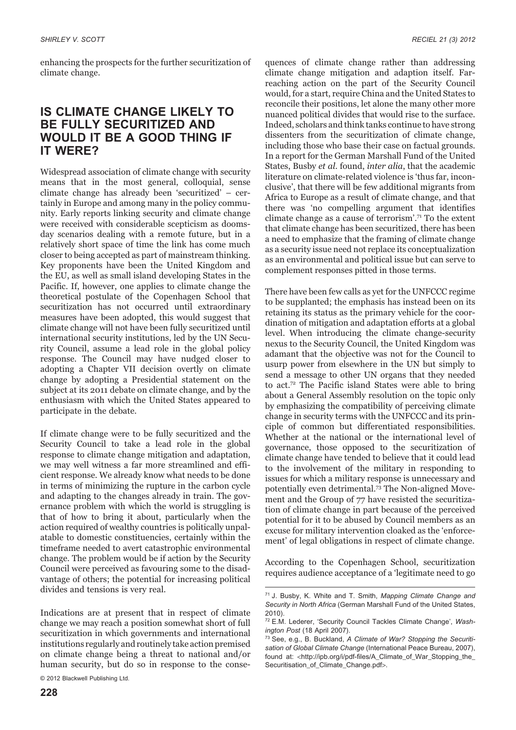enhancing the prospects for the further securitization of climate change.

## IS CLIMATE CHANGE LIKELY TO BE FULLY SECURITIZED AND WOULD IT BE A GOOD THING IF IT WERE?

Widespread association of climate change with security means that in the most general, colloquial, sense climate change has already been 'securitized' – certainly in Europe and among many in the policy community. Early reports linking security and climate change were received with considerable scepticism as doomsday scenarios dealing with a remote future, but in a relatively short space of time the link has come much closer to being accepted as part of mainstream thinking. Key proponents have been the United Kingdom and the EU, as well as small island developing States in the Pacific. If, however, one applies to climate change the theoretical postulate of the Copenhagen School that securitization has not occurred until extraordinary measures have been adopted, this would suggest that climate change will not have been fully securitized until international security institutions, led by the UN Security Council, assume a lead role in the global policy response. The Council may have nudged closer to adopting a Chapter VII decision overtly on climate change by adopting a Presidential statement on the subject at its 2011 debate on climate change, and by the enthusiasm with which the United States appeared to participate in the debate.

If climate change were to be fully securitized and the Security Council to take a lead role in the global response to climate change mitigation and adaptation, we may well witness a far more streamlined and efficient response. We already know what needs to be done in terms of minimizing the rupture in the carbon cycle and adapting to the changes already in train. The governance problem with which the world is struggling is that of how to bring it about, particularly when the action required of wealthy countries is politically unpalatable to domestic constituencies, certainly within the timeframe needed to avert catastrophic environmental change. The problem would be if action by the Security Council were perceived as favouring some to the disadvantage of others; the potential for increasing political divides and tensions is very real.

Indications are at present that in respect of climate change we may reach a position somewhat short of full securitization in which governments and international institutions regularly and routinely take action premised on climate change being a threat to national and/or human security, but do so in response to the consequences of climate change rather than addressing climate change mitigation and adaption itself. Far-reaching action on the part of the Security Council would, for a start, require China and the United States to reconcile their positions, let alone the many other more nuanced political divides that would rise to the surface. Indeed, scholars and think tanks continue to have strong dissenters from the securitization of climate change, including those who base their case on factual grounds. In a report for the German Marshall Fund of the United States, Busby *et al.* found, *inter alia*, that the academic literature on climate-related violence is 'thus far, inconclusive', that there will be few additional migrants from Africa to Europe as a result of climate change, and that there was 'no compelling argument that identifies climate change as a cause of terrorism'.[71] To the extent that climate change has been securitized, there has been a need to emphasize that the framing of climate change as a security issue need not replace its conceptualization as an environmental and political issue but can serve to complement responses pitted in those terms.

There have been few calls as yet for the UNFCCC regime to be supplanted; the emphasis has instead been on its retaining its status as the primary vehicle for the coordination of mitigation and adaptation efforts at a global level. When introducing the climate change-security nexus to the Security Council, the United Kingdom was adamant that the objective was not for the Council to usurp power from elsewhere in the UN but simply to send a message to other UN organs that they needed to act.[72] The Pacific island States were able to bring about a General Assembly resolution on the topic only by emphasizing the compatibility of perceiving climate change in security terms with the UNFCCC and its principle of common but differentiated responsibilities. Whether at the national or the international level of governance, those opposed to the securitization of climate change have tended to believe that it could lead to the involvement of the military in responding to issues for which a military response is unnecessary and potentially even detrimental.[73] The Non-aligned Movement and the Group of 77 have resisted the securitization of climate change in part because of the perceived potential for it to be abused by Council members as an excuse for military intervention cloaked as the 'enforcement' of legal obligations in respect of climate change.

According to the Copenhagen School, securitization requires audience acceptance of a 'legitimate need to go

---

[71] J. Busby, K. White and T. Smith, *Mapping Climate Change and Security in North Africa* (German Marshall Fund of the United States, 2010).

[72] E.M. Lederer, 'Security Council Tackles Climate Change', *Washington Post* (18 April 2007).

[73] See, e.g., B. Buckland, *A Climate of War? Stopping the Securitisation of Global Climate Change* (International Peace Bureau, 2007), found at: <http://ipb.org/i/pdf-files/A_Climate_of_War_Stopping_the_Securitisation_of_Climate_Change.pdf>.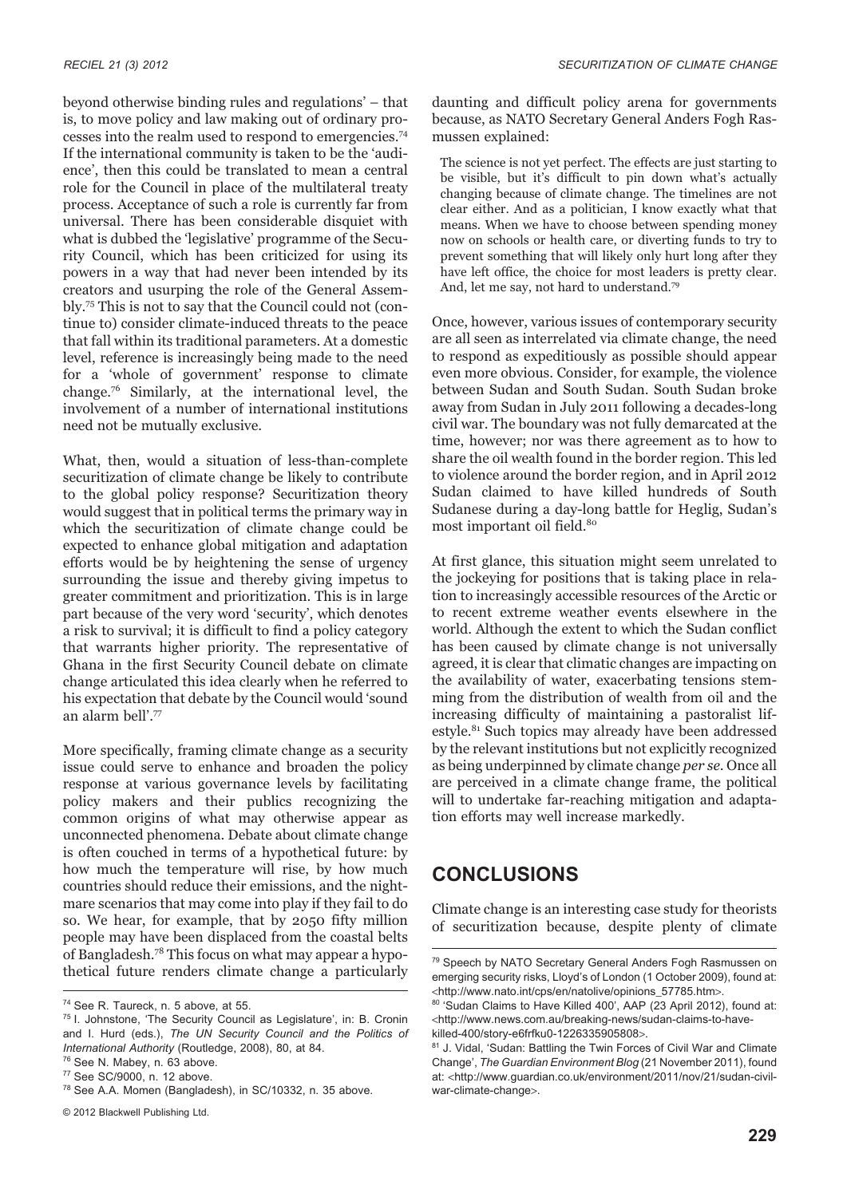beyond otherwise binding rules and regulations' – that is, to move policy and law making out of ordinary processes into the realm used to respond to emergencies.[74] If the international community is taken to be the 'audience', then this could be translated to mean a central role for the Council in place of the multilateral treaty process. Acceptance of such a role is currently far from universal. There has been considerable disquiet with what is dubbed the 'legislative' programme of the Security Council, which has been criticized for using its powers in a way that had never been intended by its creators and usurping the role of the General Assembly.[75] This is not to say that the Council could not (continue to) consider climate-induced threats to the peace that fall within its traditional parameters. At a domestic level, reference is increasingly being made to the need for a 'whole of government' response to climate change.[76] Similarly, at the international level, the involvement of a number of international institutions need not be mutually exclusive.

What, then, would a situation of less-than-complete securitization of climate change be likely to contribute to the global policy response? Securitization theory would suggest that in political terms the primary way in which the securitization of climate change could be expected to enhance global mitigation and adaptation efforts would be by heightening the sense of urgency surrounding the issue and thereby giving impetus to greater commitment and prioritization. This is in large part because of the very word 'security', which denotes a risk to survival; it is difficult to find a policy category that warrants higher priority. The representative of Ghana in the first Security Council debate on climate change articulated this idea clearly when he referred to his expectation that debate by the Council would 'sound an alarm bell'.[77]

More specifically, framing climate change as a security issue could serve to enhance and broaden the policy response at various governance levels by facilitating policy makers and their publics recognizing the common origins of what may otherwise appear as unconnected phenomena. Debate about climate change is often couched in terms of a hypothetical future: by how much the temperature will rise, by how much countries should reduce their emissions, and the nightmare scenarios that may come into play if they fail to do so. We hear, for example, that by 2050 fifty million people may have been displaced from the coastal belts of Bangladesh.[78] This focus on what may appear a hypothetical future renders climate change a particularly daunting and difficult policy arena for governments because, as NATO Secretary General Anders Fogh Rasmussen explained:

> The science is not yet perfect. The effects are just starting to be visible, but it's difficult to pin down what's actually changing because of climate change. The timelines are not clear either. And as a politician, I know exactly what that means. When we have to choose between spending money now on schools or health care, or diverting funds to try to prevent something that will likely only hurt long after they have left office, the choice for most leaders is pretty clear. And, let me say, not hard to understand.[79]

Once, however, various issues of contemporary security are all seen as interrelated via climate change, the need to respond as expeditiously as possible should appear even more obvious. Consider, for example, the violence between Sudan and South Sudan. South Sudan broke away from Sudan in July 2011 following a decades-long civil war. The boundary was not fully demarcated at the time, however; nor was there agreement as to how to share the oil wealth found in the border region. This led to violence around the border region, and in April 2012 Sudan claimed to have killed hundreds of South Sudanese during a day-long battle for Heglig, Sudan's most important oil field.[80]

At first glance, this situation might seem unrelated to the jockeying for positions that is taking place in relation to increasingly accessible resources of the Arctic or to recent extreme weather events elsewhere in the world. Although the extent to which the Sudan conflict has been caused by climate change is not universally agreed, it is clear that climatic changes are impacting on the availability of water, exacerbating tensions stemming from the distribution of wealth from oil and the increasing difficulty of maintaining a pastoralist lifestyle.[81] Such topics may already have been addressed by the relevant institutions but not explicitly recognized as being underpinned by climate change *per se*. Once all are perceived in a climate change frame, the political will to undertake far-reaching mitigation and adaptation efforts may well increase markedly.

## CONCLUSIONS

Climate change is an interesting case study for theorists of securitization because, despite plenty of climate

---

[74] See R. Taureck, n. 5 above, at 55.

[75] I. Johnstone, 'The Security Council as Legislature', in: B. Cronin and I. Hurd (eds.), *The UN Security Council and the Politics of International Authority* (Routledge, 2008), 80, at 84.

[76] See N. Mabey, n. 63 above.

[77] See SC/9000, n. 12 above.

[78] See A.A. Momen (Bangladesh), in SC/10332, n. 35 above.

[79] Speech by NATO Secretary General Anders Fogh Rasmussen on emerging security risks, Lloyd's of London (1 October 2009), found at: <http://www.nato.int/cps/en/natolive/opinions_57785.htm>.

[80] 'Sudan Claims to Have Killed 400', AAP (23 April 2012), found at: <http://www.news.com.au/breaking-news/sudan-claims-to-have-killed-400/story-e6frfku0-1226335905808>.

[81] J. Vidal, 'Sudan: Battling the Twin Forces of Civil War and Climate Change', *The Guardian Environment Blog* (21 November 2011), found at: <http://www.guardian.co.uk/environment/2011/nov/21/sudan-civil-war-climate-change>.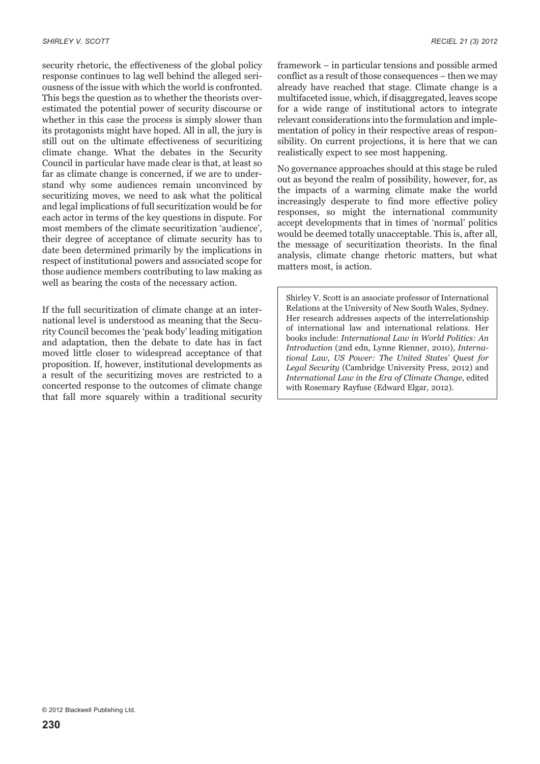security rhetoric, the effectiveness of the global policy response continues to lag well behind the alleged seriousness of the issue with which the world is confronted. This begs the question as to whether the theorists overestimated the potential power of security discourse or whether in this case the process is simply slower than its protagonists might have hoped. All in all, the jury is still out on the ultimate effectiveness of securitizing climate change. What the debates in the Security Council in particular have made clear is that, at least so far as climate change is concerned, if we are to understand why some audiences remain unconvinced by securitizing moves, we need to ask what the political and legal implications of full securitization would be for each actor in terms of the key questions in dispute. For most members of the climate securitization 'audience', their degree of acceptance of climate security has to date been determined primarily by the implications in respect of institutional powers and associated scope for those audience members contributing to law making as well as bearing the costs of the necessary action.

If the full securitization of climate change at an international level is understood as meaning that the Security Council becomes the 'peak body' leading mitigation and adaptation, then the debate to date has in fact moved little closer to widespread acceptance of that proposition. If, however, institutional developments as a result of the securitizing moves are restricted to a concerted response to the outcomes of climate change that fall more squarely within a traditional security framework – in particular tensions and possible armed conflict as a result of those consequences – then we may already have reached that stage. Climate change is a multifaceted issue, which, if disaggregated, leaves scope for a wide range of institutional actors to integrate relevant considerations into the formulation and implementation of policy in their respective areas of responsibility. On current projections, it is here that we can realistically expect to see most happening.

No governance approaches should at this stage be ruled out as beyond the realm of possibility, however, for, as the impacts of a warming climate make the world increasingly desperate to find more effective policy responses, so might the international community accept developments that in times of 'normal' politics would be deemed totally unacceptable. This is, after all, the message of securitization theorists. In the final analysis, climate change rhetoric matters, but what matters most, is action.

Shirley V. Scott is an associate professor of International Relations at the University of New South Wales, Sydney. Her research addresses aspects of the interrelationship of international law and international relations. Her books include: *International Law in World Politics: An Introduction* (2nd edn, Lynne Rienner, 2010), *International Law, US Power: The United States' Quest for Legal Security* (Cambridge University Press, 2012) and *International Law in the Era of Climate Change*, edited with Rosemary Rayfuse (Edward Elgar, 2012).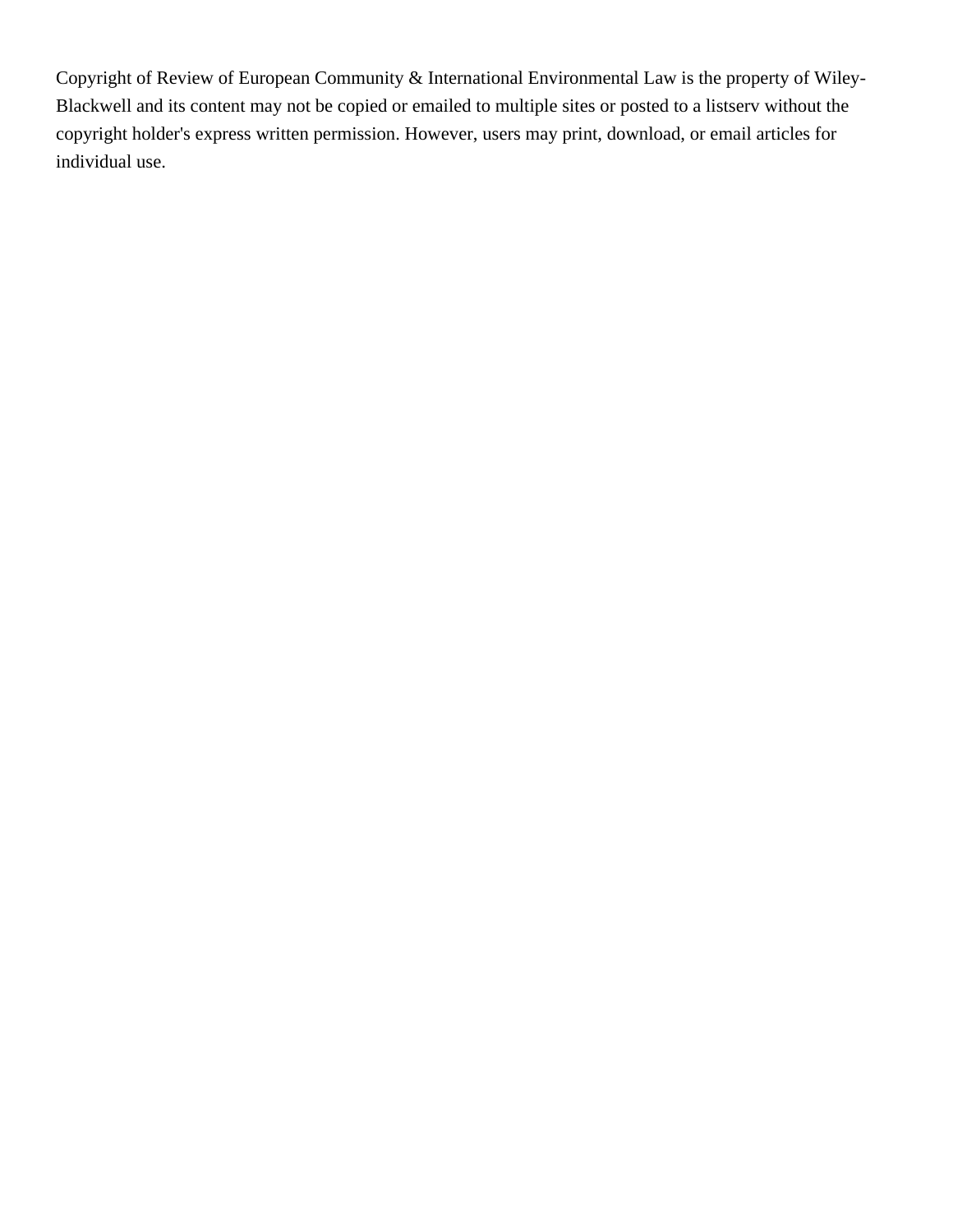Copyright of Review of European Community & International Environmental Law is the property of Wiley-Blackwell and its content may not be copied or emailed to multiple sites or posted to a listserv without the copyright holder's express written permission. However, users may print, download, or email articles for individual use.